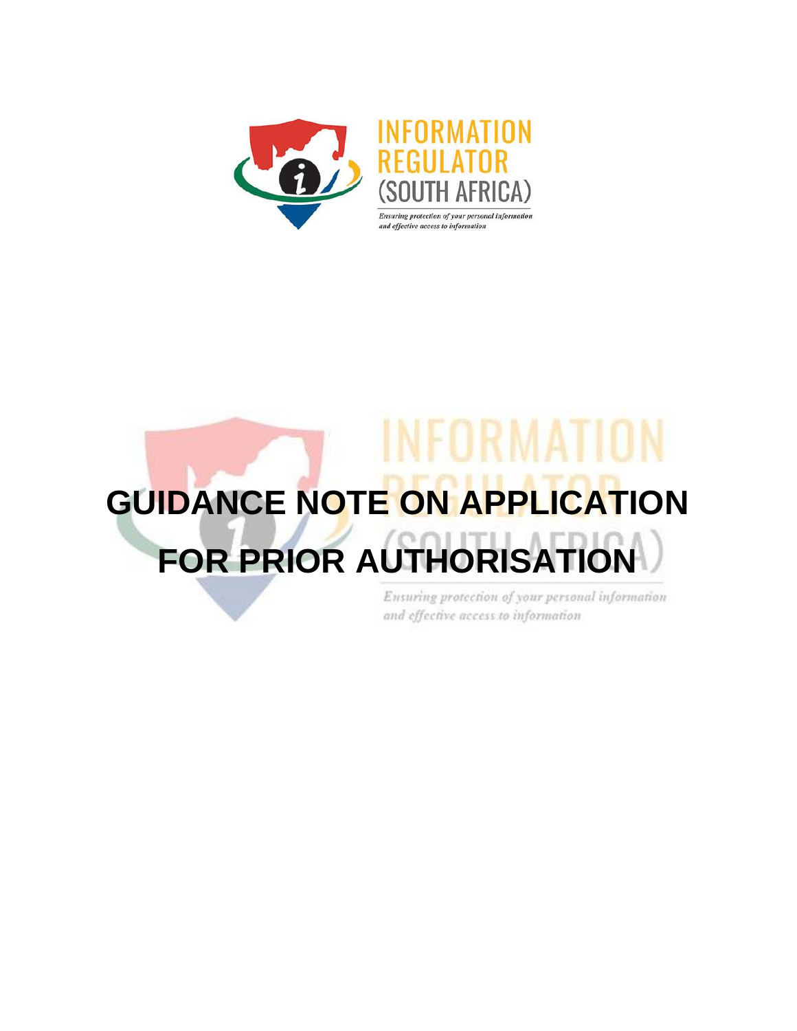INFORMATION REGULATOR (SOUTH AFRICA)

*Ensuring protection of your personal information and effective access to information*

# GUIDANCE NOTE ON APPLICATION FOR PRIOR AUTHORISATION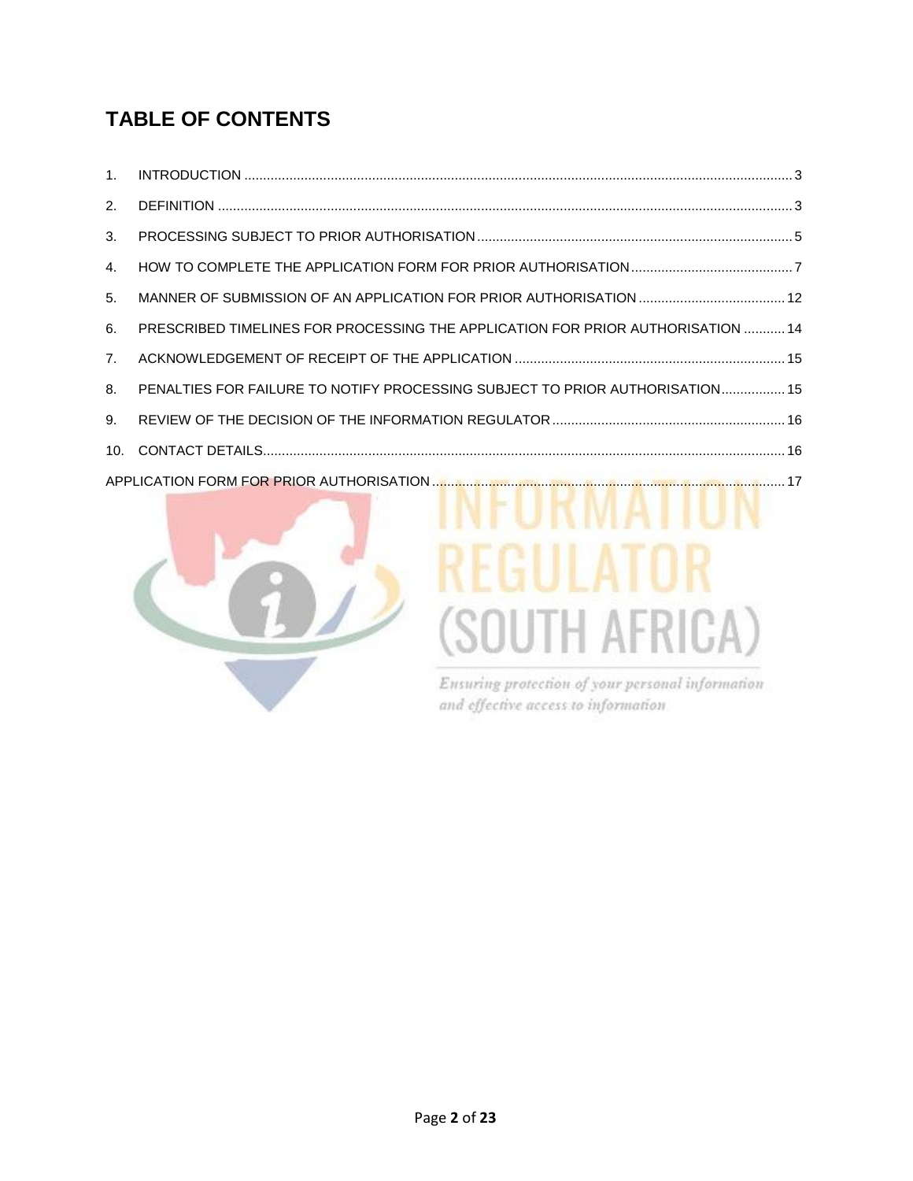# TABLE OF CONTENTS

1. INTRODUCTION ........ 3
2. DEFINITION ........ 3
3. PROCESSING SUBJECT TO PRIOR AUTHORISATION ........ 5
4. HOW TO COMPLETE THE APPLICATION FORM FOR PRIOR AUTHORISATION ........ 7
5. MANNER OF SUBMISSION OF AN APPLICATION FOR PRIOR AUTHORISATION ........ 12
6. PRESCRIBED TIMELINES FOR PROCESSING THE APPLICATION FOR PRIOR AUTHORISATION ........ 14
7. ACKNOWLEDGEMENT OF RECEIPT OF THE APPLICATION ........ 15
8. PENALTIES FOR FAILURE TO NOTIFY PROCESSING SUBJECT TO PRIOR AUTHORISATION ........ 15
9. REVIEW OF THE DECISION OF THE INFORMATION REGULATOR ........ 16
10. CONTACT DETAILS ........ 16

APPLICATION FORM FOR PRIOR AUTHORISATION ........ 17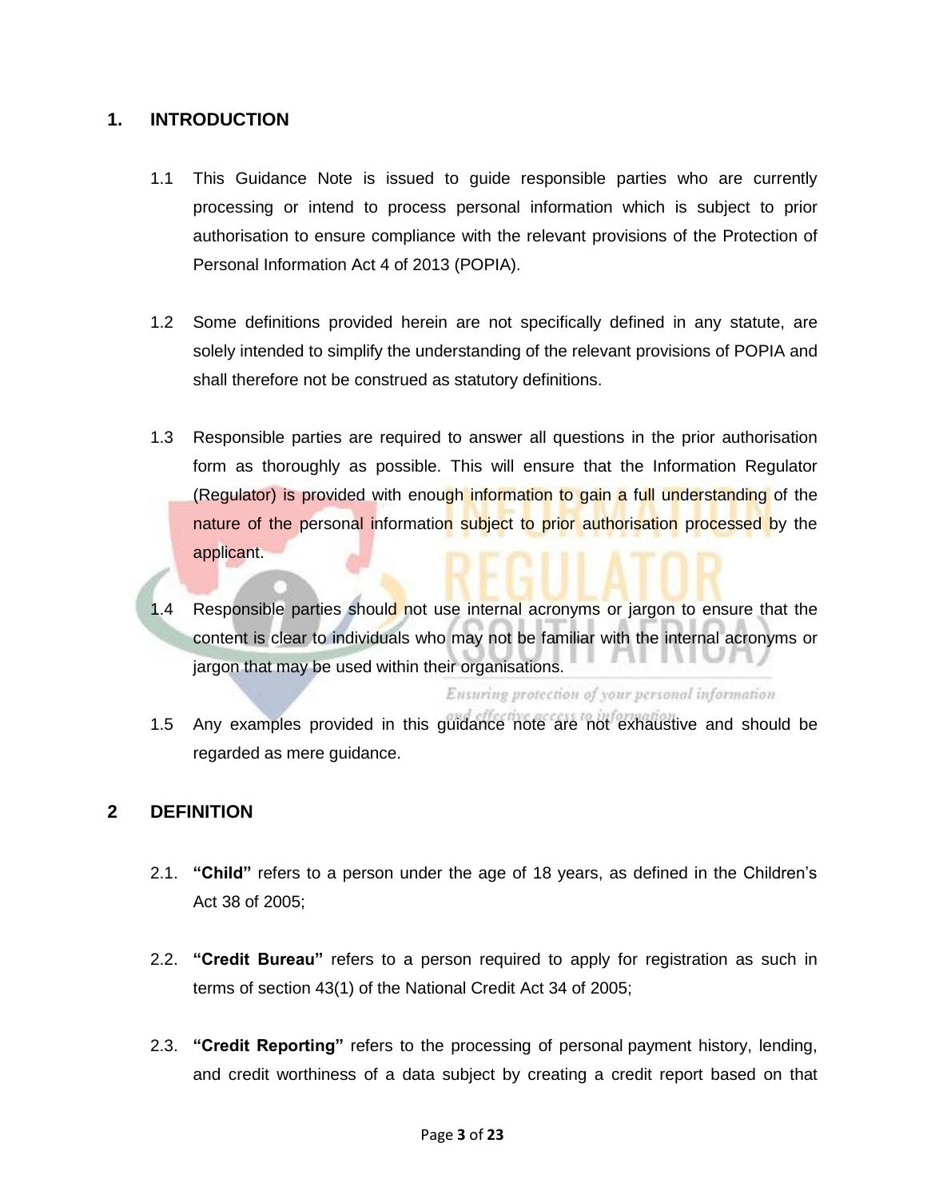## 1. INTRODUCTION

1.1 This Guidance Note is issued to guide responsible parties who are currently processing or intend to process personal information which is subject to prior authorisation to ensure compliance with the relevant provisions of the Protection of Personal Information Act 4 of 2013 (POPIA).

1.2 Some definitions provided herein are not specifically defined in any statute, are solely intended to simplify the understanding of the relevant provisions of POPIA and shall therefore not be construed as statutory definitions.

1.3 Responsible parties are required to answer all questions in the prior authorisation form as thoroughly as possible. This will ensure that the Information Regulator (Regulator) is provided with enough information to gain a full understanding of the nature of the personal information subject to prior authorisation processed by the applicant.

1.4 Responsible parties should not use internal acronyms or jargon to ensure that the content is clear to individuals who may not be familiar with the internal acronyms or jargon that may be used within their organisations.

1.5 Any examples provided in this guidance note are not exhaustive and should be regarded as mere guidance.

## 2 DEFINITION

2.1. **"Child"** refers to a person under the age of 18 years, as defined in the Children's Act 38 of 2005;

2.2. **"Credit Bureau"** refers to a person required to apply for registration as such in terms of section 43(1) of the National Credit Act 34 of 2005;

2.3. **"Credit Reporting"** refers to the processing of personal payment history, lending, and credit worthiness of a data subject by creating a credit report based on that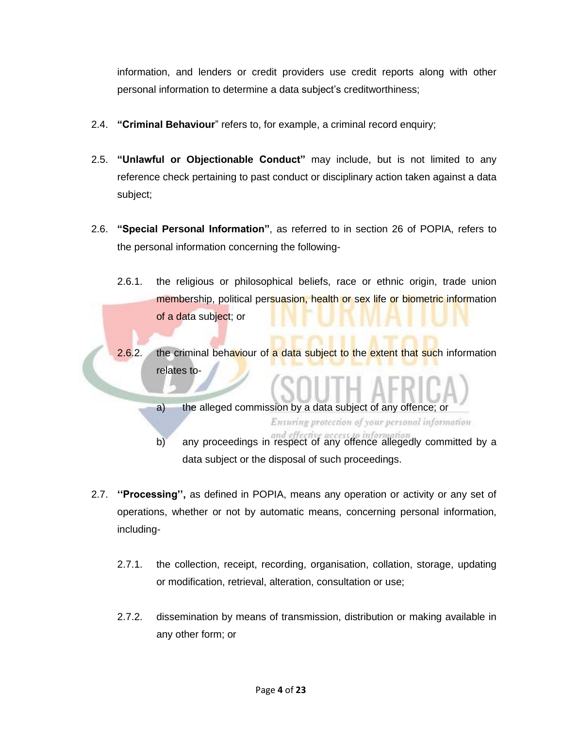information, and lenders or credit providers use credit reports along with other personal information to determine a data subject's creditworthiness;

2.4. **"Criminal Behaviour"** refers to, for example, a criminal record enquiry;

2.5. **"Unlawful or Objectionable Conduct"** may include, but is not limited to any reference check pertaining to past conduct or disciplinary action taken against a data subject;

2.6. **"Special Personal Information"**, as referred to in section 26 of POPIA, refers to the personal information concerning the following-

2.6.1. the religious or philosophical beliefs, race or ethnic origin, trade union membership, political persuasion, health or sex life or biometric information of a data subject; or

2.6.2. the criminal behaviour of a data subject to the extent that such information relates to-

a) the alleged commission by a data subject of any offence; or

b) any proceedings in respect of any offence allegedly committed by a data subject or the disposal of such proceedings.

2.7. **"Processing",** as defined in POPIA, means any operation or activity or any set of operations, whether or not by automatic means, concerning personal information, including-

2.7.1. the collection, receipt, recording, organisation, collation, storage, updating or modification, retrieval, alteration, consultation or use;

2.7.2. dissemination by means of transmission, distribution or making available in any other form; or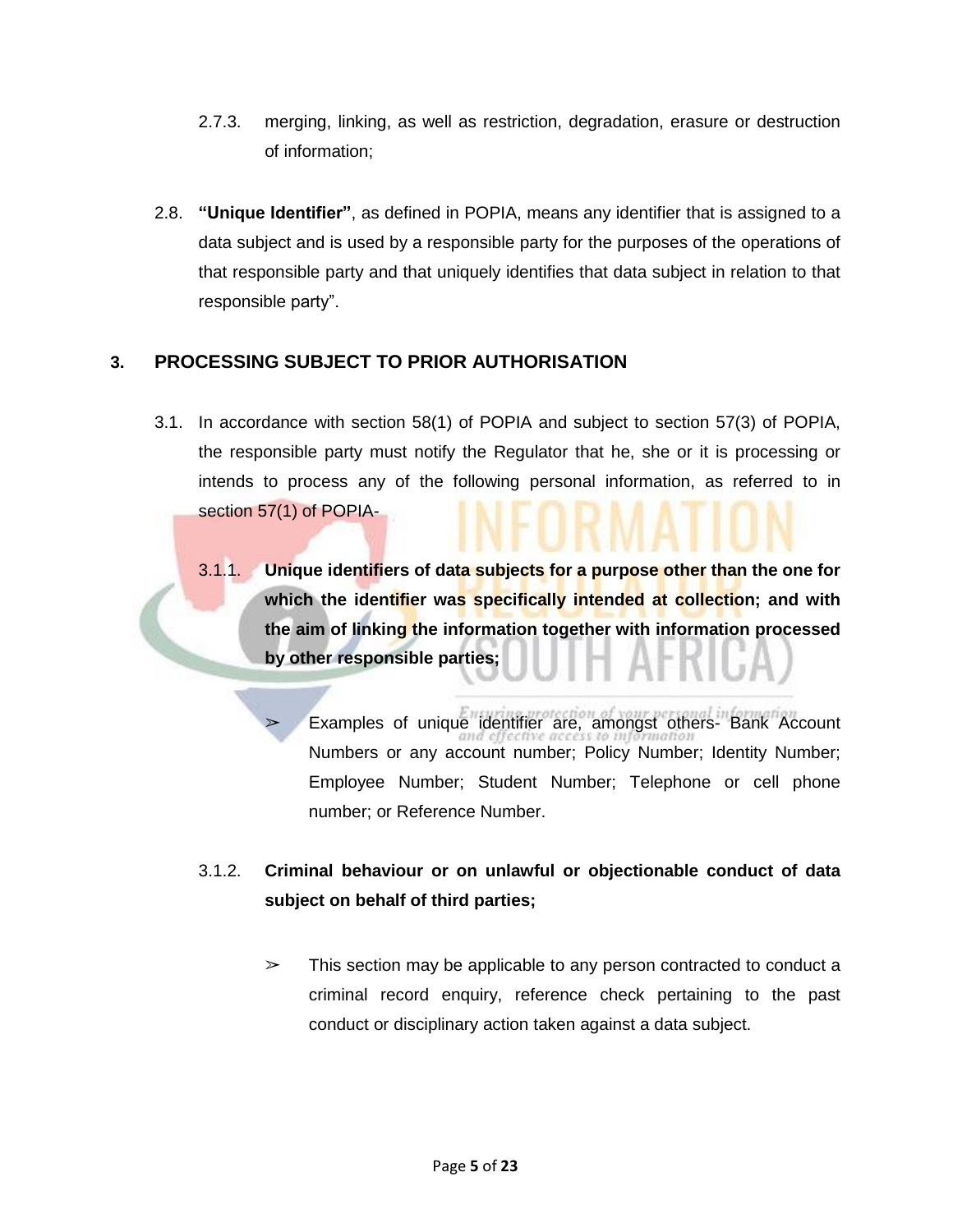2.7.3. merging, linking, as well as restriction, degradation, erasure or destruction of information;

2.8. **"Unique Identifier"**, as defined in POPIA, means any identifier that is assigned to a data subject and is used by a responsible party for the purposes of the operations of that responsible party and that uniquely identifies that data subject in relation to that responsible party".

## 3. PROCESSING SUBJECT TO PRIOR AUTHORISATION

3.1. In accordance with section 58(1) of POPIA and subject to section 57(3) of POPIA, the responsible party must notify the Regulator that he, she or it is processing or intends to process any of the following personal information, as referred to in section 57(1) of POPIA-

3.1.1. **Unique identifiers of data subjects for a purpose other than the one for which the identifier was specifically intended at collection; and with the aim of linking the information together with information processed by other responsible parties;**

- ➢ Examples of unique identifier are, amongst others- Bank Account Numbers or any account number; Policy Number; Identity Number; Employee Number; Student Number; Telephone or cell phone number; or Reference Number.

3.1.2. **Criminal behaviour or on unlawful or objectionable conduct of data subject on behalf of third parties;**

- ➢ This section may be applicable to any person contracted to conduct a criminal record enquiry, reference check pertaining to the past conduct or disciplinary action taken against a data subject.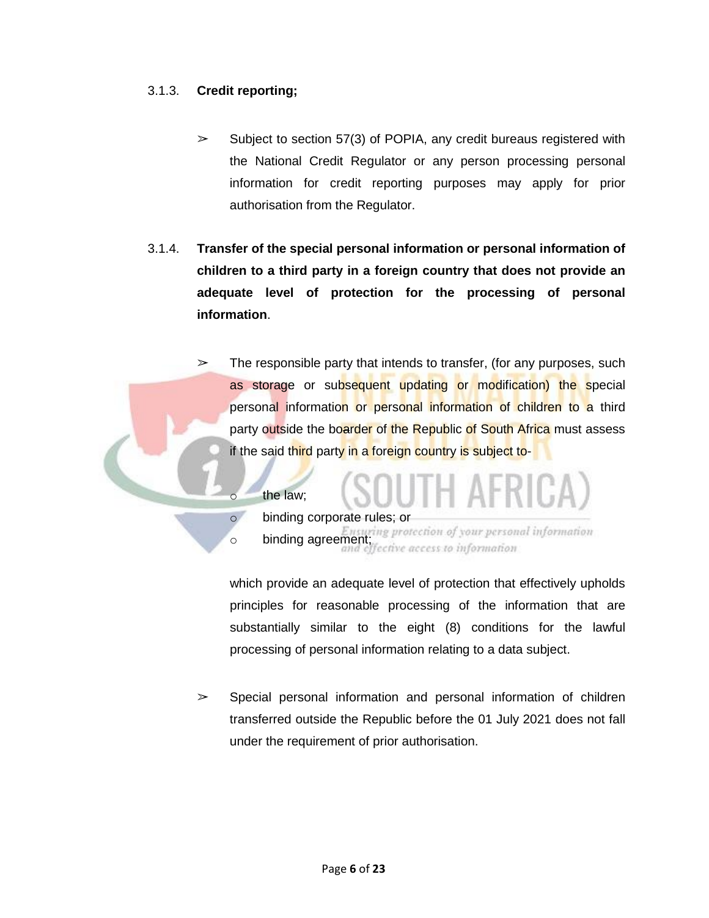3.1.3. **Credit reporting;**

- Subject to section 57(3) of POPIA, any credit bureaus registered with the National Credit Regulator or any person processing personal information for credit reporting purposes may apply for prior authorisation from the Regulator.

3.1.4. **Transfer of the special personal information or personal information of children to a third party in a foreign country that does not provide an adequate level of protection for the processing of personal information**.

- The responsible party that intends to transfer, (for any purposes, such as storage or subsequent updating or modification) the special personal information or personal information of children to a third party outside the boarder of the Republic of South Africa must assess if the said third party in a foreign country is subject to-

  - the law;
  - binding corporate rules; or
  - binding agreement;

  which provide an adequate level of protection that effectively upholds principles for reasonable processing of the information that are substantially similar to the eight (8) conditions for the lawful processing of personal information relating to a data subject.

- Special personal information and personal information of children transferred outside the Republic before the 01 July 2021 does not fall under the requirement of prior authorisation.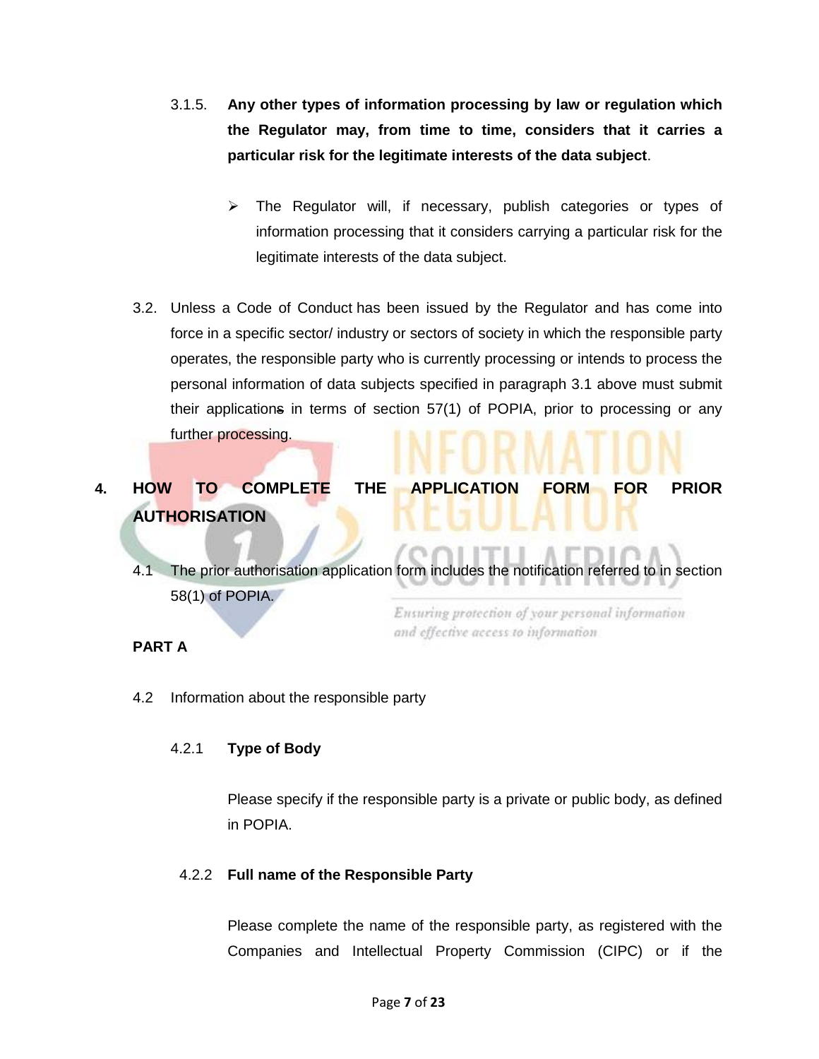3.1.5. **Any other types of information processing by law or regulation which the Regulator may, from time to time, considers that it carries a particular risk for the legitimate interests of the data subject**.

- The Regulator will, if necessary, publish categories or types of information processing that it considers carrying a particular risk for the legitimate interests of the data subject.

3.2. Unless a Code of Conduct has been issued by the Regulator and has come into force in a specific sector/ industry or sectors of society in which the responsible party operates, the responsible party who is currently processing or intends to process the personal information of data subjects specified in paragraph 3.1 above must submit their applications in terms of section 57(1) of POPIA, prior to processing or any further processing.

## 4. HOW TO COMPLETE THE APPLICATION FORM FOR PRIOR AUTHORISATION

4.1 The prior authorisation application form includes the notification referred to in section 58(1) of POPIA.

**PART A**

4.2 Information about the responsible party

4.2.1 **Type of Body**

Please specify if the responsible party is a private or public body, as defined in POPIA.

4.2.2 **Full name of the Responsible Party**

Please complete the name of the responsible party, as registered with the Companies and Intellectual Property Commission (CIPC) or if the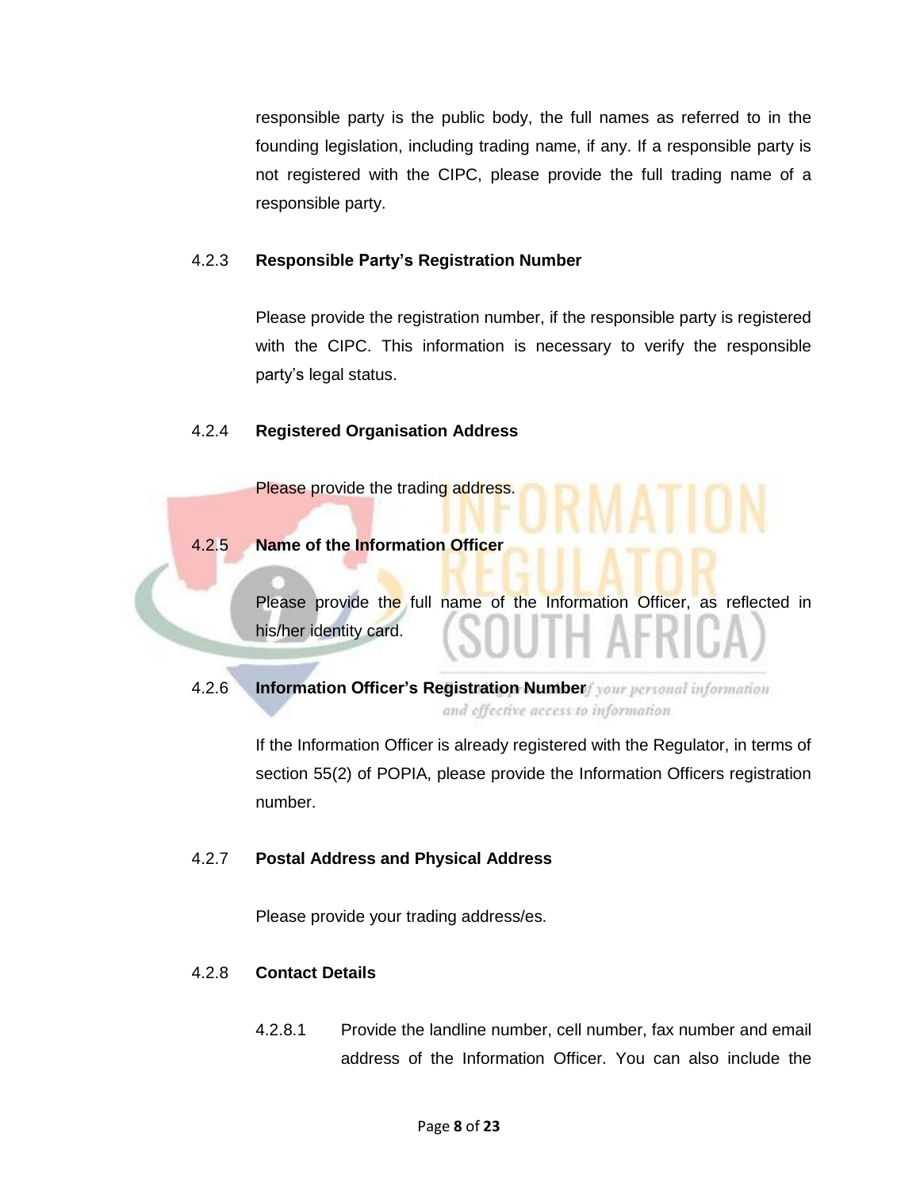responsible party is the public body, the full names as referred to in the founding legislation, including trading name, if any. If a responsible party is not registered with the CIPC, please provide the full trading name of a responsible party.

#### 4.2.3 **Responsible Party's Registration Number**

Please provide the registration number, if the responsible party is registered with the CIPC. This information is necessary to verify the responsible party's legal status.

#### 4.2.4 **Registered Organisation Address**

Please provide the trading address.

#### 4.2.5 **Name of the Information Officer**

Please provide the full name of the Information Officer, as reflected in his/her identity card.

#### 4.2.6 **Information Officer's Registration Number**

If the Information Officer is already registered with the Regulator, in terms of section 55(2) of POPIA, please provide the Information Officers registration number.

#### 4.2.7 **Postal Address and Physical Address**

Please provide your trading address/es.

#### 4.2.8 **Contact Details**

4.2.8.1 Provide the landline number, cell number, fax number and email address of the Information Officer. You can also include the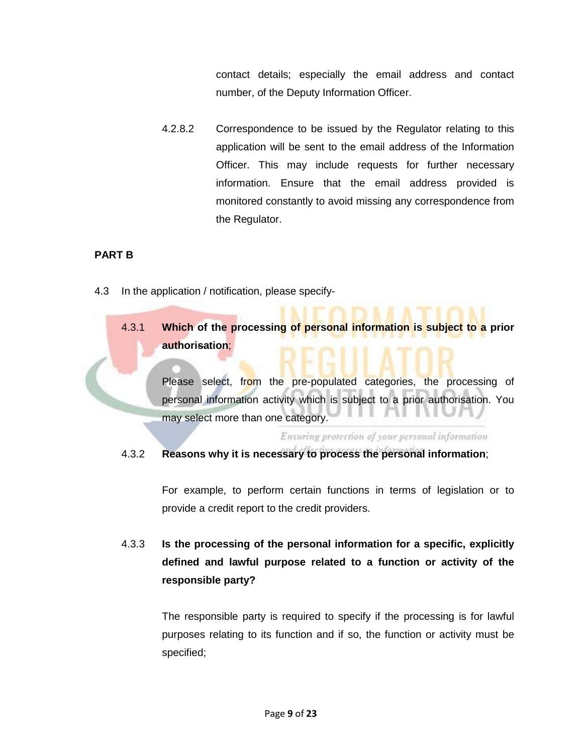contact details; especially the email address and contact number, of the Deputy Information Officer.

4.2.8.2 Correspondence to be issued by the Regulator relating to this application will be sent to the email address of the Information Officer. This may include requests for further necessary information. Ensure that the email address provided is monitored constantly to avoid missing any correspondence from the Regulator.

**PART B**

4.3 In the application / notification, please specify-

4.3.1 **Which of the processing of personal information is subject to a prior authorisation**;

Please select, from the pre-populated categories, the processing of personal information activity which is subject to a prior authorisation. You may select more than one category.

4.3.2 **Reasons why it is necessary to process the personal information**;

For example, to perform certain functions in terms of legislation or to provide a credit report to the credit providers.

4.3.3 **Is the processing of the personal information for a specific, explicitly defined and lawful purpose related to a function or activity of the responsible party?**

The responsible party is required to specify if the processing is for lawful purposes relating to its function and if so, the function or activity must be specified;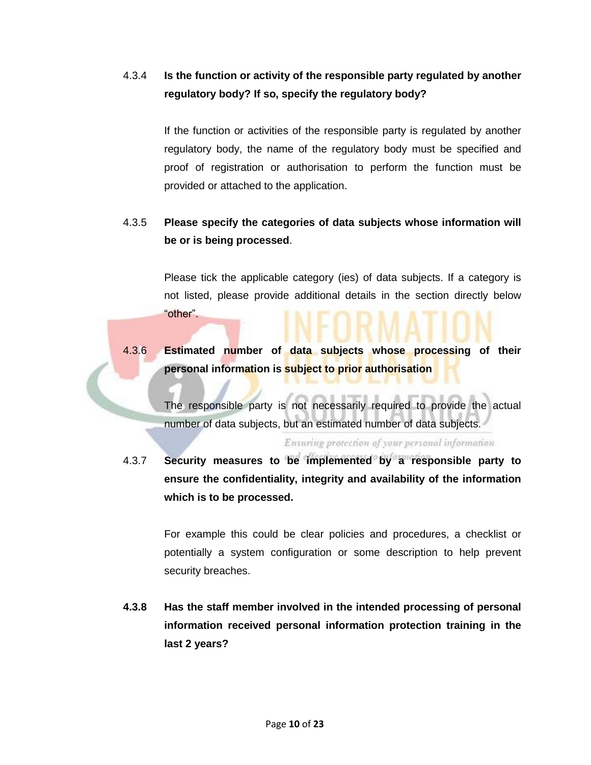**4.3.4 Is the function or activity of the responsible party regulated by another regulatory body? If so, specify the regulatory body?**

If the function or activities of the responsible party is regulated by another regulatory body, the name of the regulatory body must be specified and proof of registration or authorisation to perform the function must be provided or attached to the application.

**4.3.5 Please specify the categories of data subjects whose information will be or is being processed**.

Please tick the applicable category (ies) of data subjects. If a category is not listed, please provide additional details in the section directly below "other".

**4.3.6 Estimated number of data subjects whose processing of their personal information is subject to prior authorisation**

The responsible party is not necessarily required to provide the actual number of data subjects, but an estimated number of data subjects.

**4.3.7 Security measures to be implemented by a responsible party to ensure the confidentiality, integrity and availability of the information which is to be processed.**

For example this could be clear policies and procedures, a checklist or potentially a system configuration or some description to help prevent security breaches.

**4.3.8 Has the staff member involved in the intended processing of personal information received personal information protection training in the last 2 years?**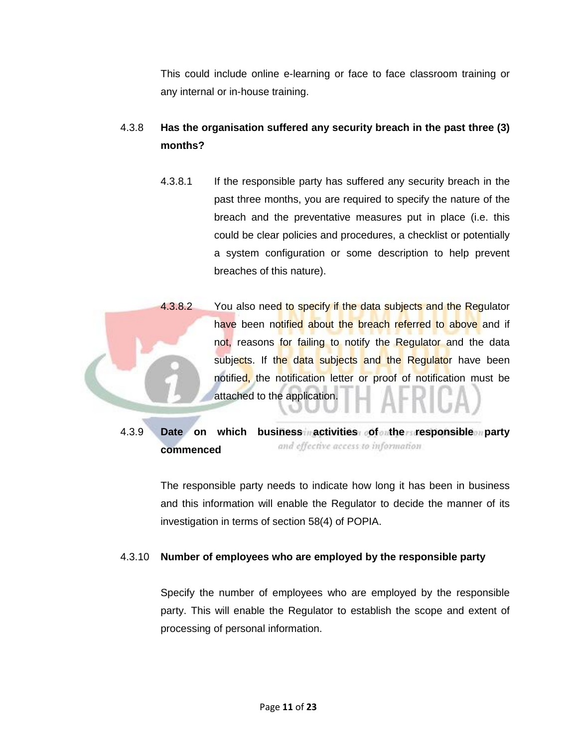This could include online e-learning or face to face classroom training or any internal or in-house training.

4.3.8 **Has the organisation suffered any security breach in the past three (3) months?**

4.3.8.1 If the responsible party has suffered any security breach in the past three months, you are required to specify the nature of the breach and the preventative measures put in place (i.e. this could be clear policies and procedures, a checklist or potentially a system configuration or some description to help prevent breaches of this nature).

4.3.8.2 You also need to specify if the data subjects and the Regulator have been notified about the breach referred to above and if not, reasons for failing to notify the Regulator and the data subjects. If the data subjects and the Regulator have been notified, the notification letter or proof of notification must be attached to the application.

4.3.9 **Date on which business activities of the responsible party commenced**

The responsible party needs to indicate how long it has been in business and this information will enable the Regulator to decide the manner of its investigation in terms of section 58(4) of POPIA.

4.3.10 **Number of employees who are employed by the responsible party**

Specify the number of employees who are employed by the responsible party. This will enable the Regulator to establish the scope and extent of processing of personal information.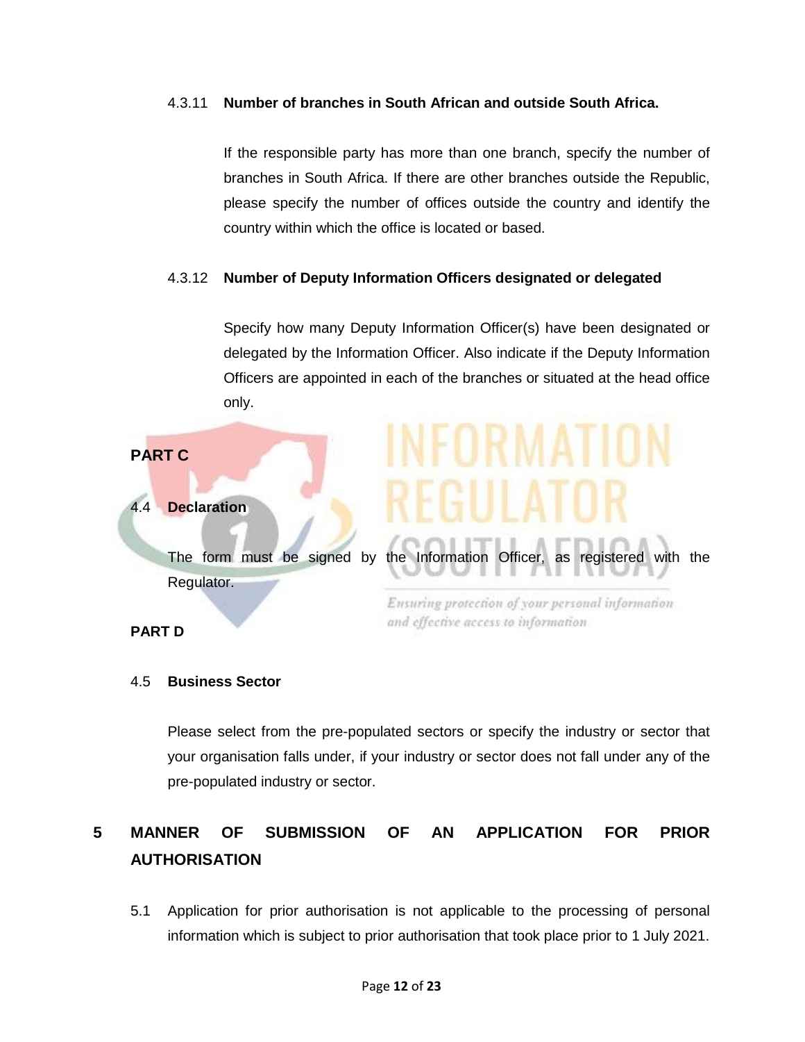4.3.11 **Number of branches in South African and outside South Africa.**

If the responsible party has more than one branch, specify the number of branches in South Africa. If there are other branches outside the Republic, please specify the number of offices outside the country and identify the country within which the office is located or based.

4.3.12 **Number of Deputy Information Officers designated or delegated**

Specify how many Deputy Information Officer(s) have been designated or delegated by the Information Officer. Also indicate if the Deputy Information Officers are appointed in each of the branches or situated at the head office only.

**PART C**

4.4 **Declaration**

The form must be signed by the Information Officer, as registered with the Regulator.

**PART D**

4.5 **Business Sector**

Please select from the pre-populated sectors or specify the industry or sector that your organisation falls under, if your industry or sector does not fall under any of the pre-populated industry or sector.

## 5 MANNER OF SUBMISSION OF AN APPLICATION FOR PRIOR AUTHORISATION

5.1 Application for prior authorisation is not applicable to the processing of personal information which is subject to prior authorisation that took place prior to 1 July 2021.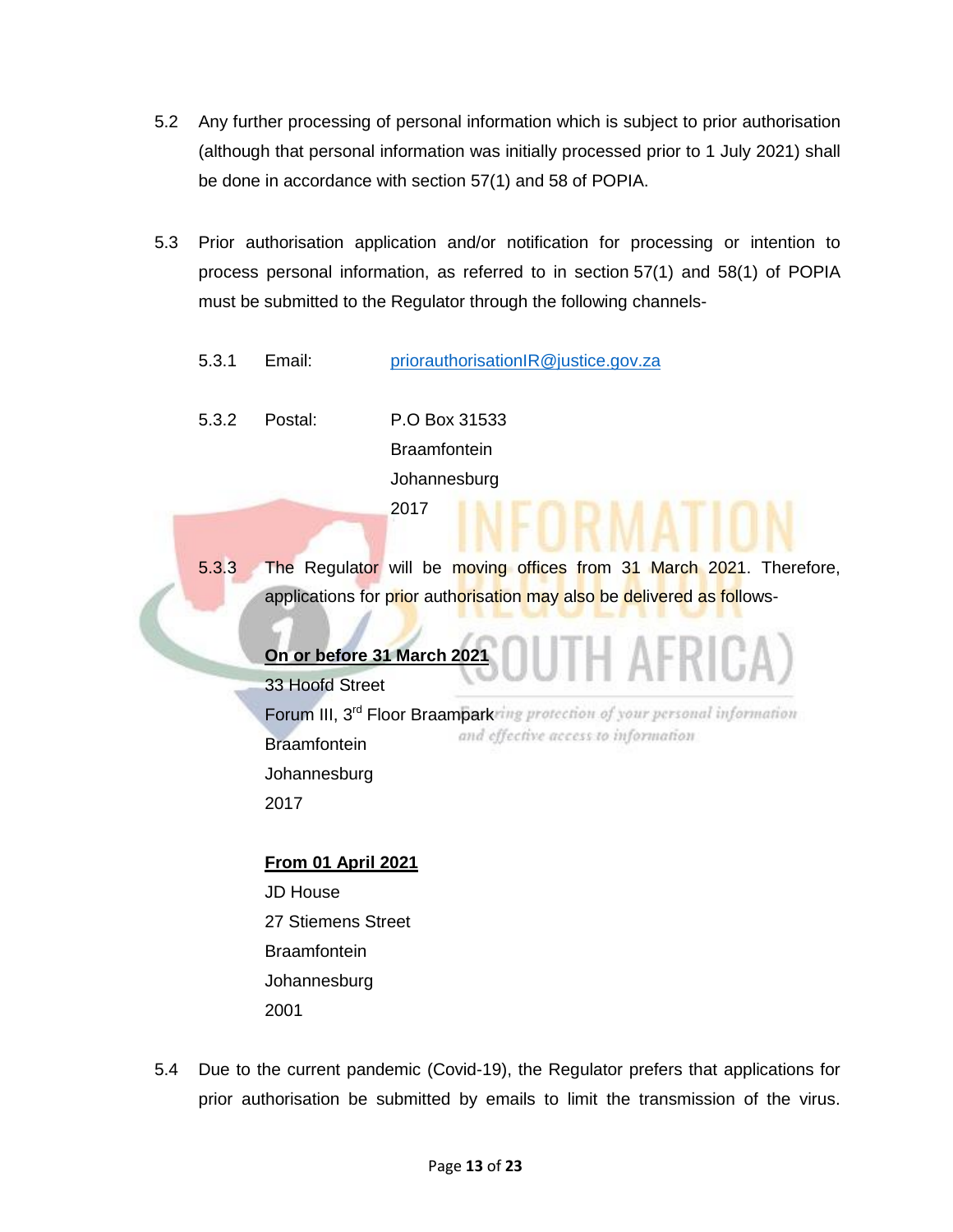5.2 Any further processing of personal information which is subject to prior authorisation (although that personal information was initially processed prior to 1 July 2021) shall be done in accordance with section 57(1) and 58 of POPIA.

5.3 Prior authorisation application and/or notification for processing or intention to process personal information, as referred to in section 57(1) and 58(1) of POPIA must be submitted to the Regulator through the following channels-

5.3.1 Email: priorauthorisationIR@justice.gov.za

5.3.2 Postal: P.O Box 31533
Braamfontein
Johannesburg
2017

5.3.3 The Regulator will be moving offices from 31 March 2021. Therefore, applications for prior authorisation may also be delivered as follows-

**On or before 31 March 2021**
33 Hoofd Street
Forum III, 3rd Floor Braampark
Braamfontein
Johannesburg
2017

**From 01 April 2021**
JD House
27 Stiemens Street
Braamfontein
Johannesburg
2001

5.4 Due to the current pandemic (Covid-19), the Regulator prefers that applications for prior authorisation be submitted by emails to limit the transmission of the virus.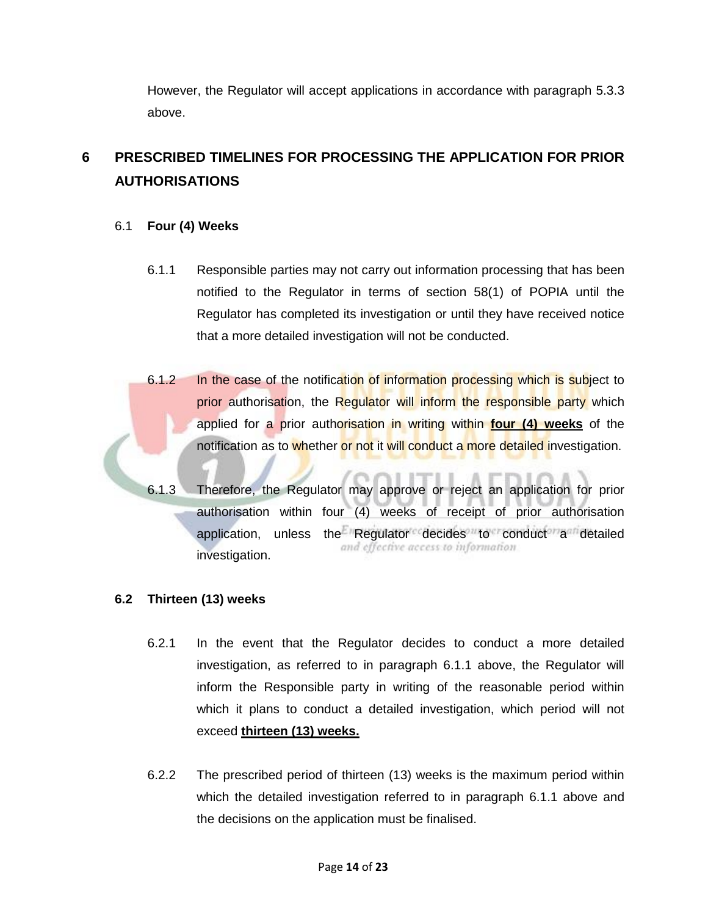However, the Regulator will accept applications in accordance with paragraph 5.3.3 above.

## 6 PRESCRIBED TIMELINES FOR PROCESSING THE APPLICATION FOR PRIOR AUTHORISATIONS

### 6.1 Four (4) Weeks

6.1.1 Responsible parties may not carry out information processing that has been notified to the Regulator in terms of section 58(1) of POPIA until the Regulator has completed its investigation or until they have received notice that a more detailed investigation will not be conducted.

6.1.2 In the case of the notification of information processing which is subject to prior authorisation, the Regulator will inform the responsible party which applied for a prior authorisation in writing within **four (4) weeks** of the notification as to whether or not it will conduct a more detailed investigation.

6.1.3 Therefore, the Regulator may approve or reject an application for prior authorisation within four (4) weeks of receipt of prior authorisation application, unless the Regulator decides to conduct a detailed investigation.

### 6.2 Thirteen (13) weeks

6.2.1 In the event that the Regulator decides to conduct a more detailed investigation, as referred to in paragraph 6.1.1 above, the Regulator will inform the Responsible party in writing of the reasonable period within which it plans to conduct a detailed investigation, which period will not exceed **thirteen (13) weeks.**

6.2.2 The prescribed period of thirteen (13) weeks is the maximum period within which the detailed investigation referred to in paragraph 6.1.1 above and the decisions on the application must be finalised.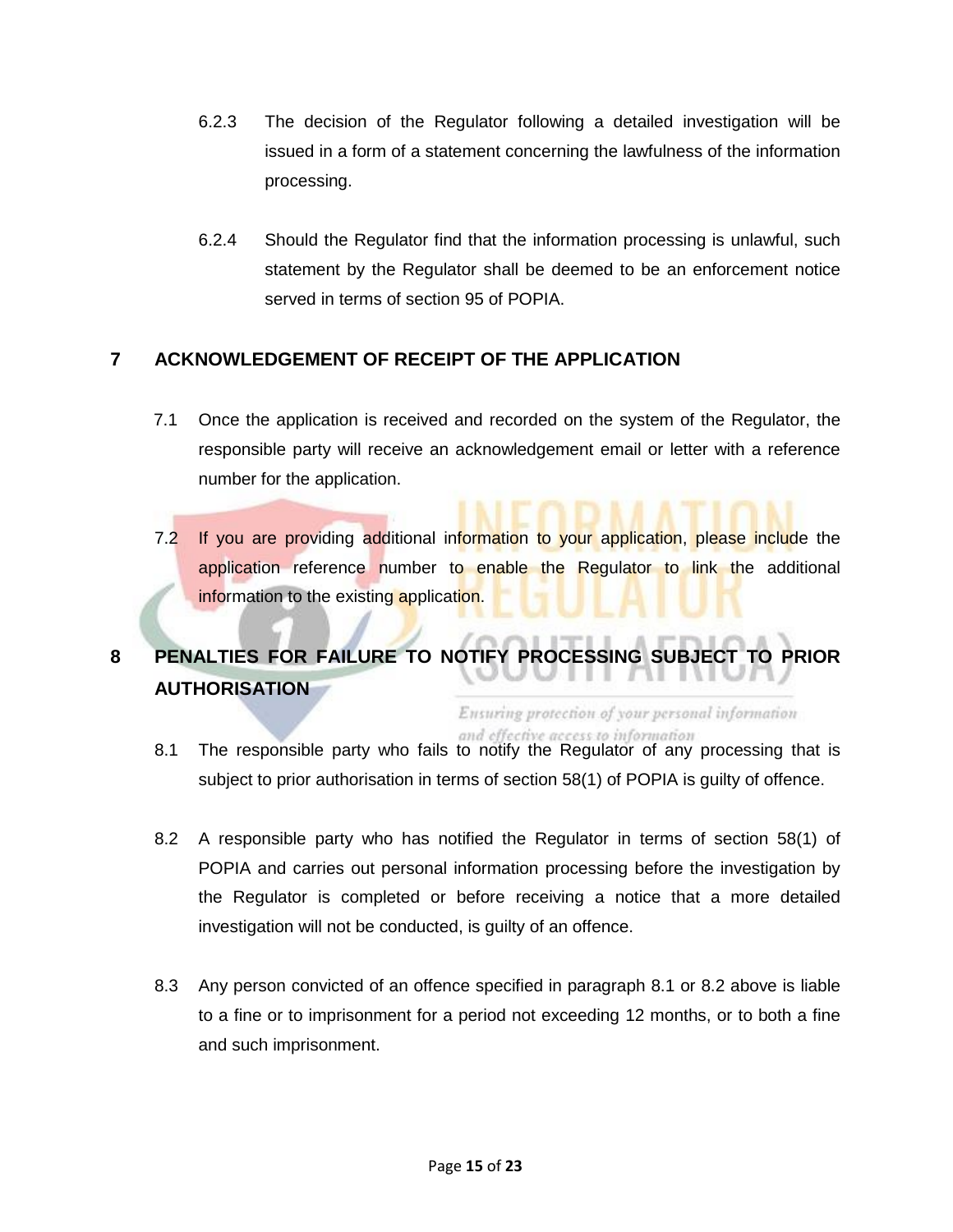6.2.3 The decision of the Regulator following a detailed investigation will be issued in a form of a statement concerning the lawfulness of the information processing.

6.2.4 Should the Regulator find that the information processing is unlawful, such statement by the Regulator shall be deemed to be an enforcement notice served in terms of section 95 of POPIA.

## 7 ACKNOWLEDGEMENT OF RECEIPT OF THE APPLICATION

7.1 Once the application is received and recorded on the system of the Regulator, the responsible party will receive an acknowledgement email or letter with a reference number for the application.

7.2 If you are providing additional information to your application, please include the application reference number to enable the Regulator to link the additional information to the existing application.

## 8 PENALTIES FOR FAILURE TO NOTIFY PROCESSING SUBJECT TO PRIOR AUTHORISATION

8.1 The responsible party who fails to notify the Regulator of any processing that is subject to prior authorisation in terms of section 58(1) of POPIA is guilty of offence.

8.2 A responsible party who has notified the Regulator in terms of section 58(1) of POPIA and carries out personal information processing before the investigation by the Regulator is completed or before receiving a notice that a more detailed investigation will not be conducted, is guilty of an offence.

8.3 Any person convicted of an offence specified in paragraph 8.1 or 8.2 above is liable to a fine or to imprisonment for a period not exceeding 12 months, or to both a fine and such imprisonment.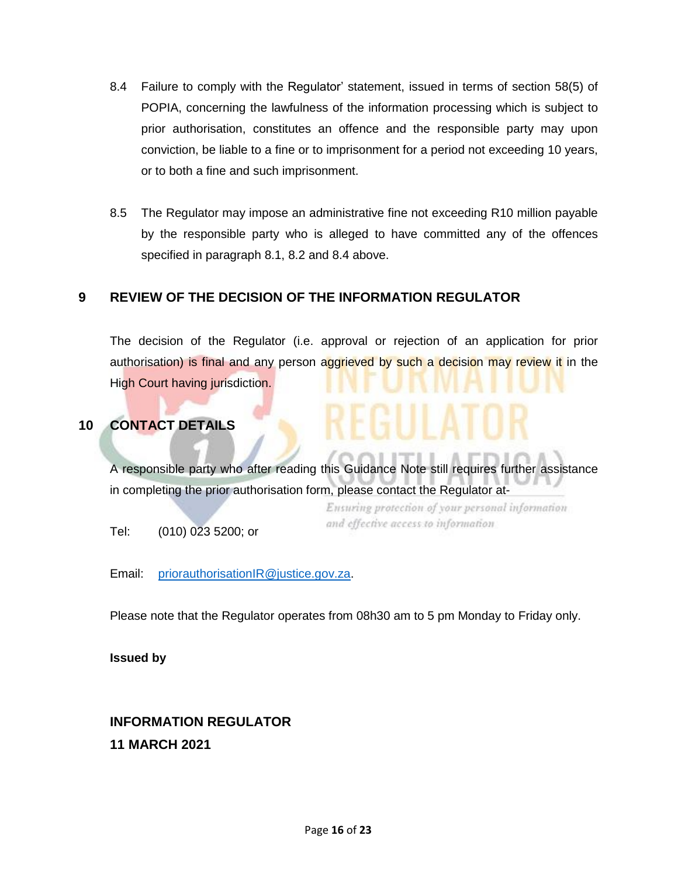8.4 Failure to comply with the Regulator' statement, issued in terms of section 58(5) of POPIA, concerning the lawfulness of the information processing which is subject to prior authorisation, constitutes an offence and the responsible party may upon conviction, be liable to a fine or to imprisonment for a period not exceeding 10 years, or to both a fine and such imprisonment.

8.5 The Regulator may impose an administrative fine not exceeding R10 million payable by the responsible party who is alleged to have committed any of the offences specified in paragraph 8.1, 8.2 and 8.4 above.

## 9 REVIEW OF THE DECISION OF THE INFORMATION REGULATOR

The decision of the Regulator (i.e. approval or rejection of an application for prior authorisation) is final and any person aggrieved by such a decision may review it in the High Court having jurisdiction.

## 10 CONTACT DETAILS

A responsible party who after reading this Guidance Note still requires further assistance in completing the prior authorisation form, please contact the Regulator at-

Tel: (010) 023 5200; or

Email: priorauthorisationIR@justice.gov.za.

Please note that the Regulator operates from 08h30 am to 5 pm Monday to Friday only.

**Issued by**

**INFORMATION REGULATOR**
**11 MARCH 2021**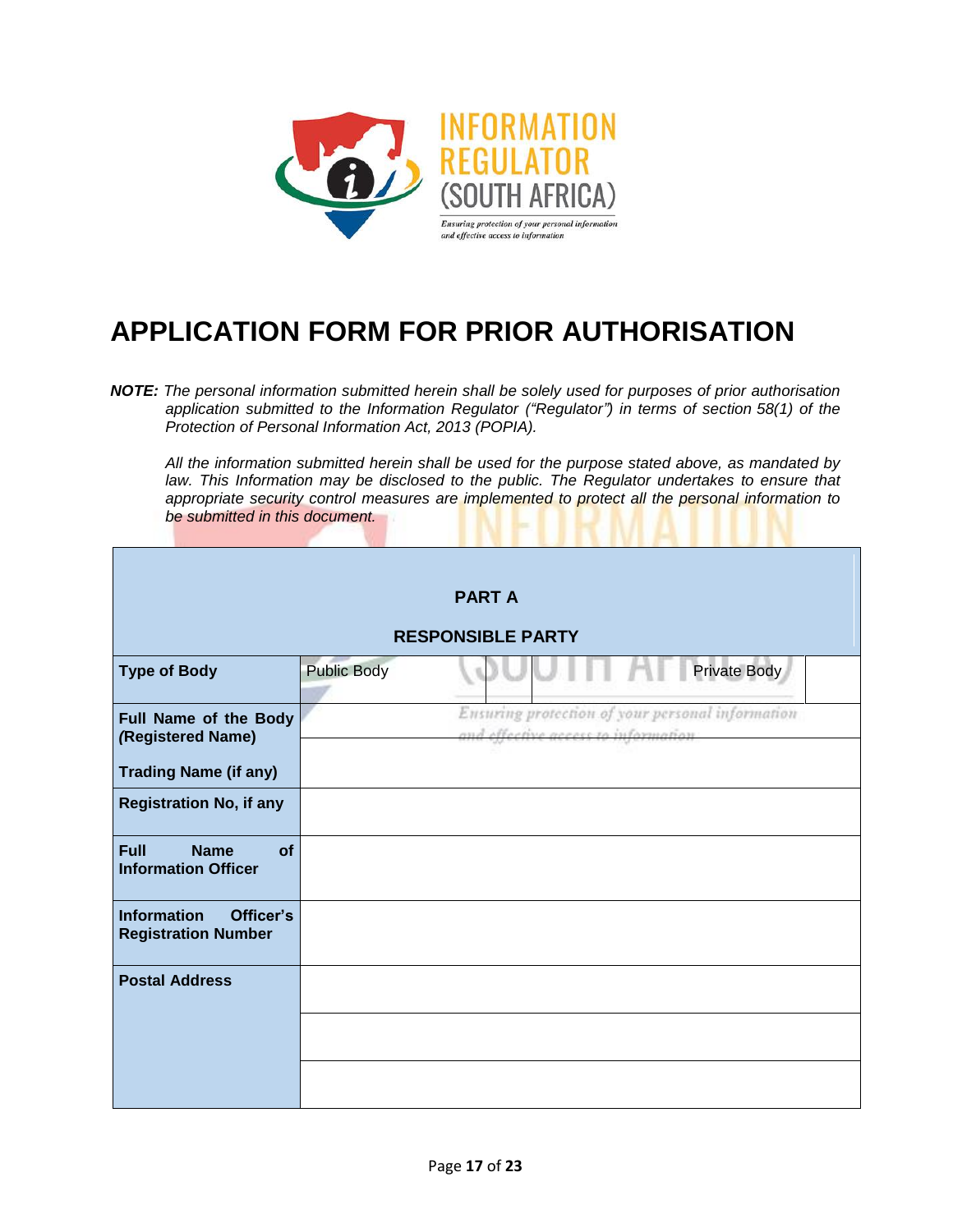# APPLICATION FORM FOR PRIOR AUTHORISATION

***NOTE:*** *The personal information submitted herein shall be solely used for purposes of prior authorisation application submitted to the Information Regulator ("Regulator") in terms of section 58(1) of the Protection of Personal Information Act, 2013 (POPIA).*

*All the information submitted herein shall be used for the purpose stated above, as mandated by law. This Information may be disclosed to the public. The Regulator undertakes to ensure that appropriate security control measures are implemented to protect all the personal information to be submitted in this document.*

| **PART A**<br><br>**RESPONSIBLE PARTY** | | | | |
|---|---|---|---|---|
| **Type of Body** | Public Body | | Private Body | |
| **Full Name of the Body (Registered Name)** | | | | |
| **Trading Name (if any)** | | | | |
| **Registration No, if any** | | | | |
| **Full Name of Information Officer** | | | | |
| **Information Officer's Registration Number** | | | | |
| **Postal Address** | | | | |
| | | | | |
| | | | | |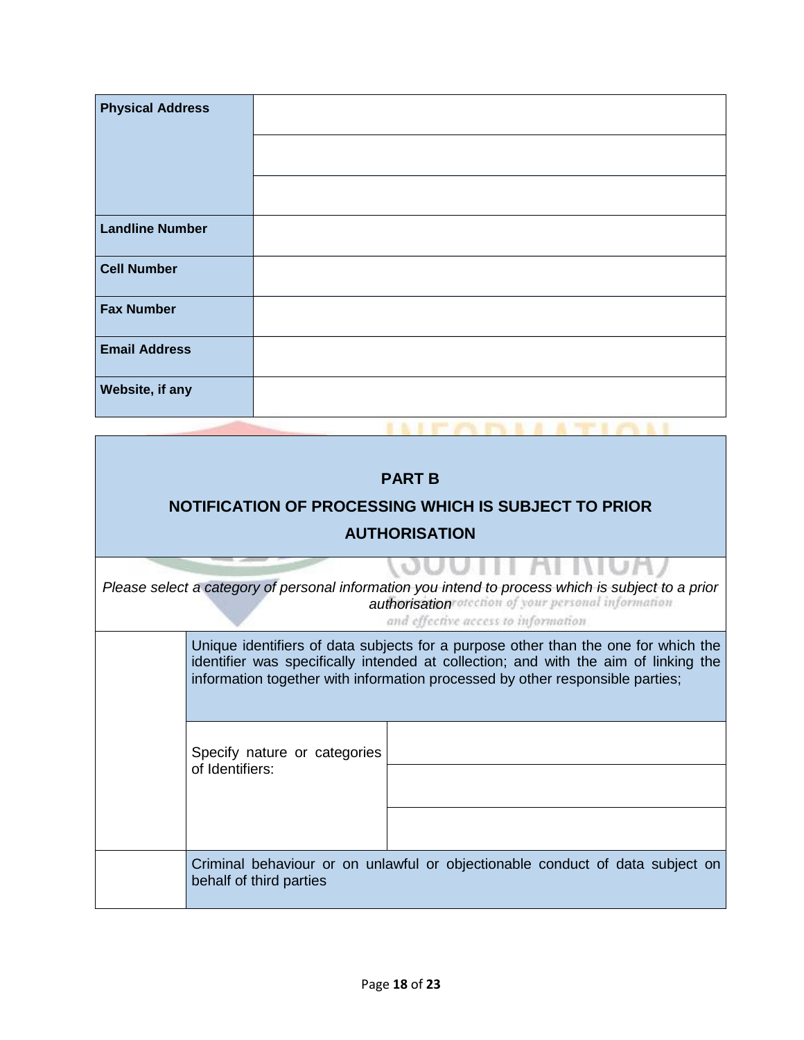| Physical Address | |
|---|---|
| | |
| | |
| Landline Number | |
| Cell Number | |
| Fax Number | |
| Email Address | |
| Website, if any | |

## PART B

## NOTIFICATION OF PROCESSING WHICH IS SUBJECT TO PRIOR AUTHORISATION

*Please select a category of personal information you intend to process which is subject to a prior authorisation*

| | | |
|---|---|---|
| | Unique identifiers of data subjects for a purpose other than the one for which the identifier was specifically intended at collection; and with the aim of linking the information together with information processed by other responsible parties; | |
| | Specify nature or categories of Identifiers: | |
| | | |
| | | |
| | Criminal behaviour or on unlawful or objectionable conduct of data subject on behalf of third parties | |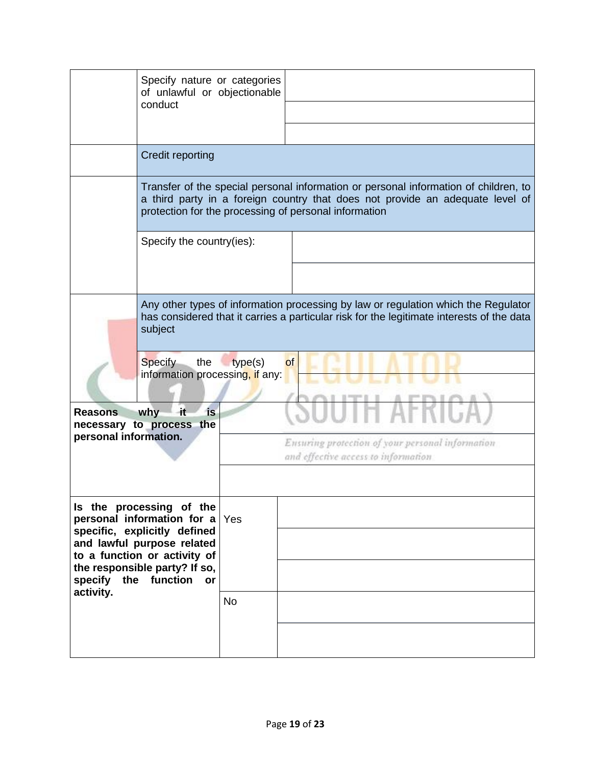| | | |
|---|---|---|
| | Specify nature or categories of unlawful or objectionable conduct | |
| | | |
| | | |
| | **Credit reporting** | |
| | **Transfer of the special personal information or personal information of children, to a third party in a foreign country that does not provide an adequate level of protection for the processing of personal information** | |
| | Specify the country(ies): | |
| | | |
| | **Any other types of information processing by law or regulation which the Regulator has considered that it carries a particular risk for the legitimate interests of the data subject** | |
| | Specify the type(s) of information processing, if any: | |
| | | |

| | | |
|---|---|---|
| **Reasons why it is necessary to process the personal information.** | | |
| | | |
| | | |
| **Is the processing of the personal information for a specific, explicitly defined and lawful purpose related to a function or activity of the responsible party? If so, specify the function or activity.** | Yes | |
| | | |
| | | |
| | No | |
| | | |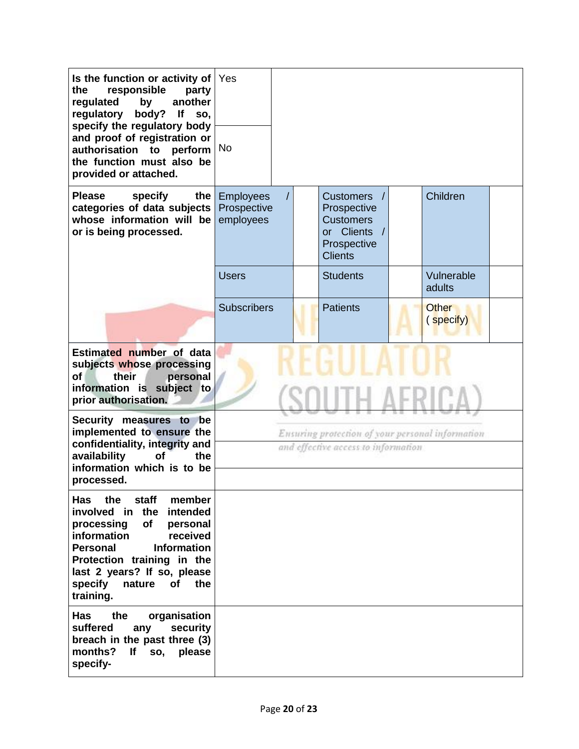| | | | | | | |
|---|---|---|---|---|---|---|
| **Is the function or activity of the responsible party regulated by another regulatory body? If so, specify the regulatory body and proof of registration or authorisation to perform the function must also be provided or attached.** | Yes | | | | | |
| | No | | | | | |
| **Please specify the categories of data subjects whose information will be or is being processed.** | Employees / Prospective employees | | Customers / Prospective Customers or Clients / Prospective Clients | | Children | |
| | Users | | Students | | Vulnerable adults | |
| | Subscribers | | Patients | | Other (specify) | |
| **Estimated number of data subjects whose processing of their personal information is subject to prior authorisation.** | | | | | | |
| **Security measures to be implemented to ensure the confidentiality, integrity and availability of the information which is to be processed.** | | | | | | |
| | | | | | | |
| | | | | | | |
| **Has the staff member involved in the intended processing of personal information received Personal Information Protection training in the last 2 years? If so, please specify nature of the training.** | | | | | | |
| **Has the organisation suffered any security breach in the past three (3) months? If so, please specify-** | | | | | | |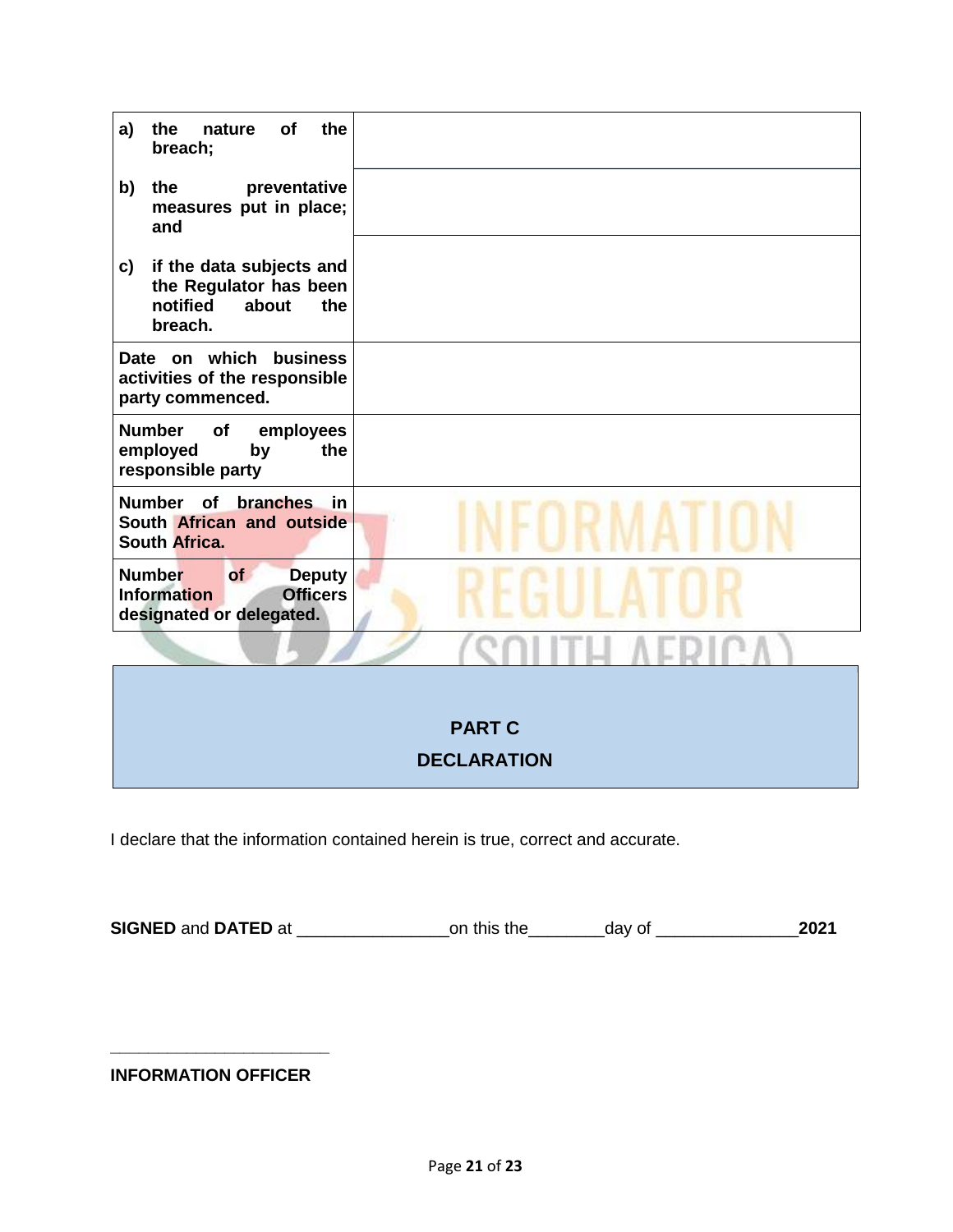| | |
|---|---|
| **a) the nature of the breach;** | |
| **b) the preventative measures put in place; and** | |
| **c) if the data subjects and the Regulator has been notified about the breach.** | |
| **Date on which business activities of the responsible party commenced.** | |
| **Number of employees employed by the responsible party** | |
| **Number of branches in South African and outside South Africa.** | |
| **Number of Deputy Information Officers designated or delegated.** | |

## PART C
## DECLARATION

I declare that the information contained herein is true, correct and accurate.

**SIGNED** and **DATED** at ________________on this the________day of _______________**2021**

________________________

**INFORMATION OFFICER**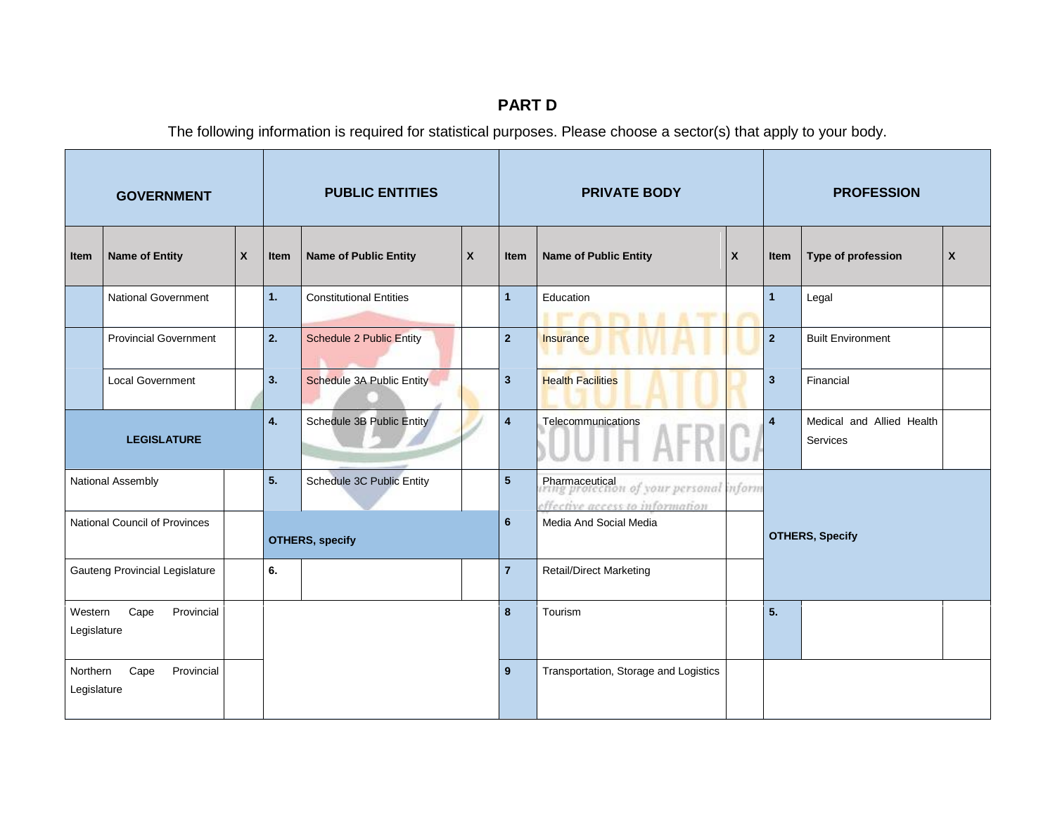## PART D

The following information is required for statistical purposes. Please choose a sector(s) that apply to your body.

| GOVERNMENT | | | PUBLIC ENTITIES | | | PRIVATE BODY | | | PROFESSION | | |
|---|---|---|---|---|---|---|---|---|---|---|---|
| **Item** | **Name of Entity** | **X** | **Item** | **Name of Public Entity** | **X** | **Item** | **Name of Public Entity** | **X** | **Item** | **Type of profession** | **X** |
| | National Government | | 1. | Constitutional Entities | | 1 | Education | | 1 | Legal | |
| | Provincial Government | | 2. | Schedule 2 Public Entity | | 2 | Insurance | | 2 | Built Environment | |
| | Local Government | | 3. | Schedule 3A Public Entity | | 3 | Health Facilities | | 3 | Financial | |
| **LEGISLATURE** | | | 4. | Schedule 3B Public Entity | | 4 | Telecommunications | | 4 | Medical and Allied Health Services | |
| National Assembly | | | 5. | Schedule 3C Public Entity | | 5 | Pharmaceutical | | **OTHERS, Specify** | | |
| National Council of Provinces | | | **OTHERS, specify** | | | 6 | Media And Social Media | | | | |
| Gauteng Provincial Legislature | | | 6. | | | 7 | Retail/Direct Marketing | | | | |
| Western Cape Provincial Legislature | | | | | | 8 | Tourism | | 5. | | |
| Northern Cape Provincial Legislature | | | | | | 9 | Transportation, Storage and Logistics | | | | |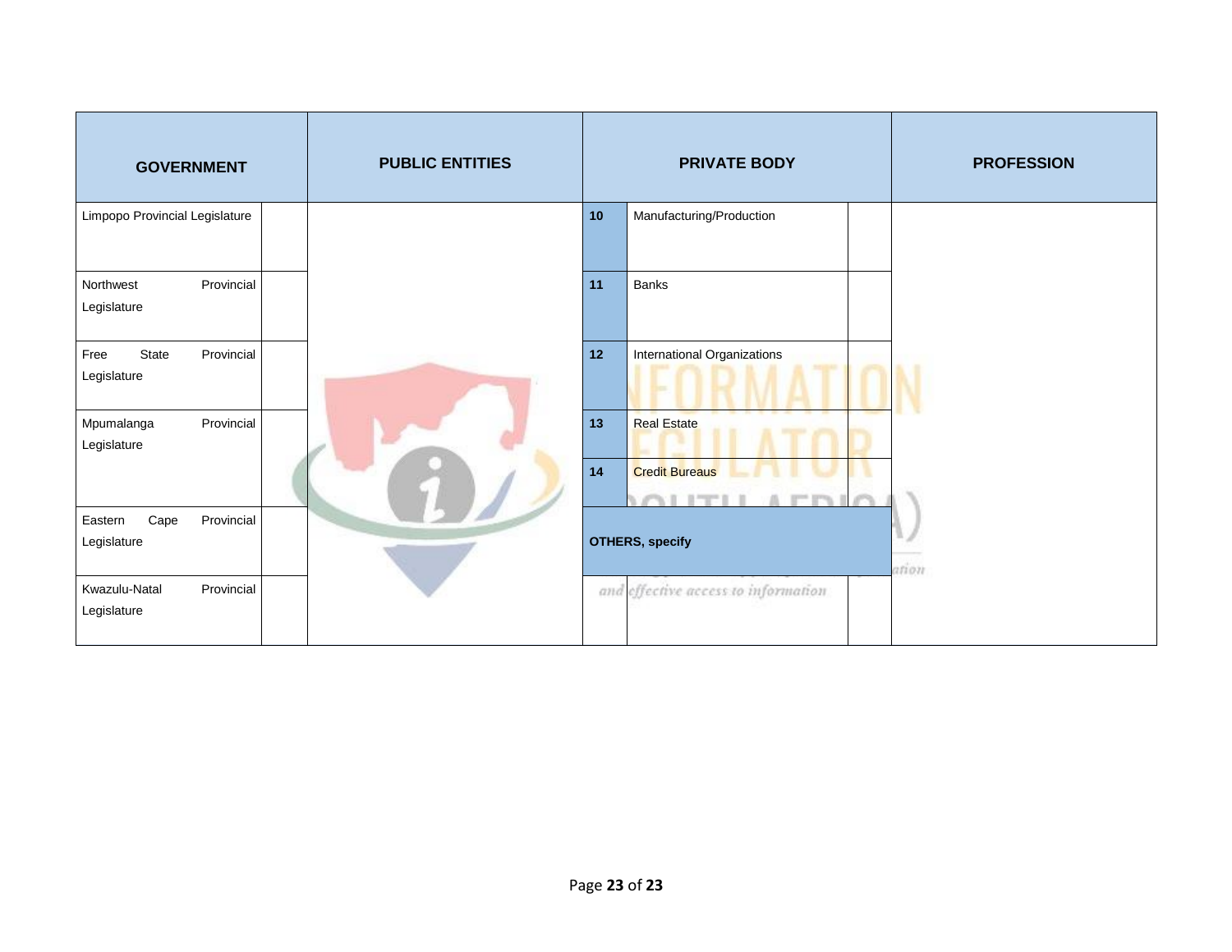| GOVERNMENT | | PUBLIC ENTITIES | PRIVATE BODY | | | PROFESSION |
|---|---|---|---|---|---|---|
| Limpopo Provincial Legislature | | | 10 | Manufacturing/Production | | |
| Northwest Provincial Legislature | | | 11 | Banks | | |
| Free State Provincial Legislature | | | 12 | International Organizations | | |
| Mpumalanga Provincial Legislature | | | 13 | Real Estate | | |
| | | | 14 | Credit Bureaus | | |
| Eastern Cape Provincial Legislature | | | **OTHERS, specify** | | | |
| Kwazulu-Natal Provincial Legislature | | | | | | |